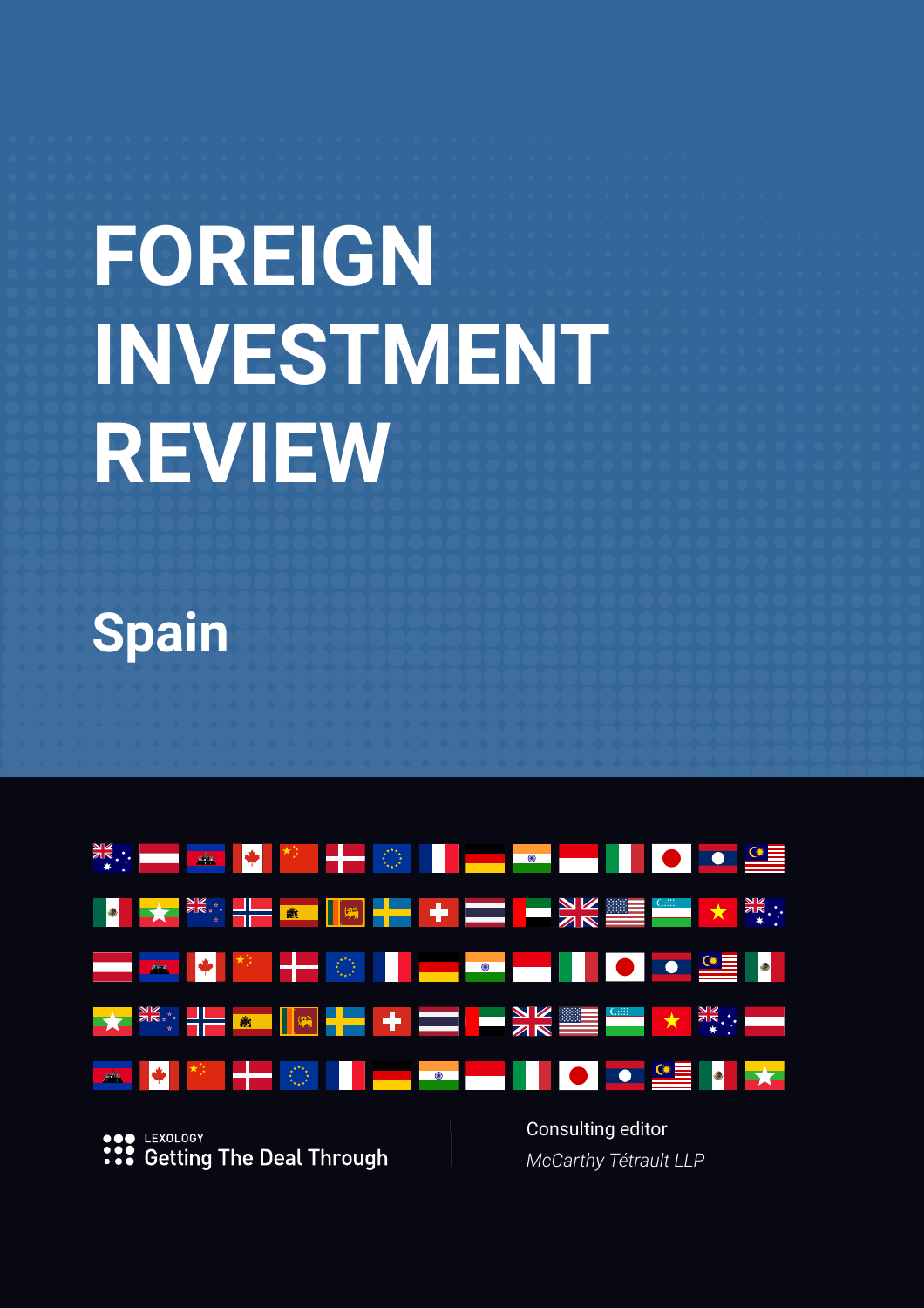# FOREIGN INVESTMENT REVIEW

## Spain

LEXOLOGY
Getting The Deal Through

Consulting editor
*McCarthy Tétrault LLP*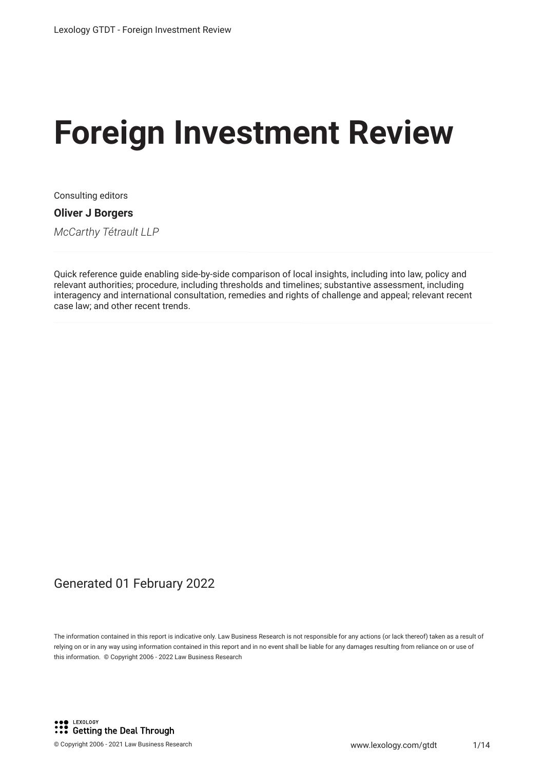# Foreign Investment Review

Consulting editors

**Oliver J Borgers**

*McCarthy Tétrault LLP*

Quick reference guide enabling side-by-side comparison of local insights, including into law, policy and relevant authorities; procedure, including thresholds and timelines; substantive assessment, including interagency and international consultation, remedies and rights of challenge and appeal; relevant recent case law; and other recent trends.

Generated 01 February 2022

The information contained in this report is indicative only. Law Business Research is not responsible for any actions (or lack thereof) taken as a result of relying on or in any way using information contained in this report and in no event shall be liable for any damages resulting from reliance on or use of this information. © Copyright 2006 - 2022 Law Business Research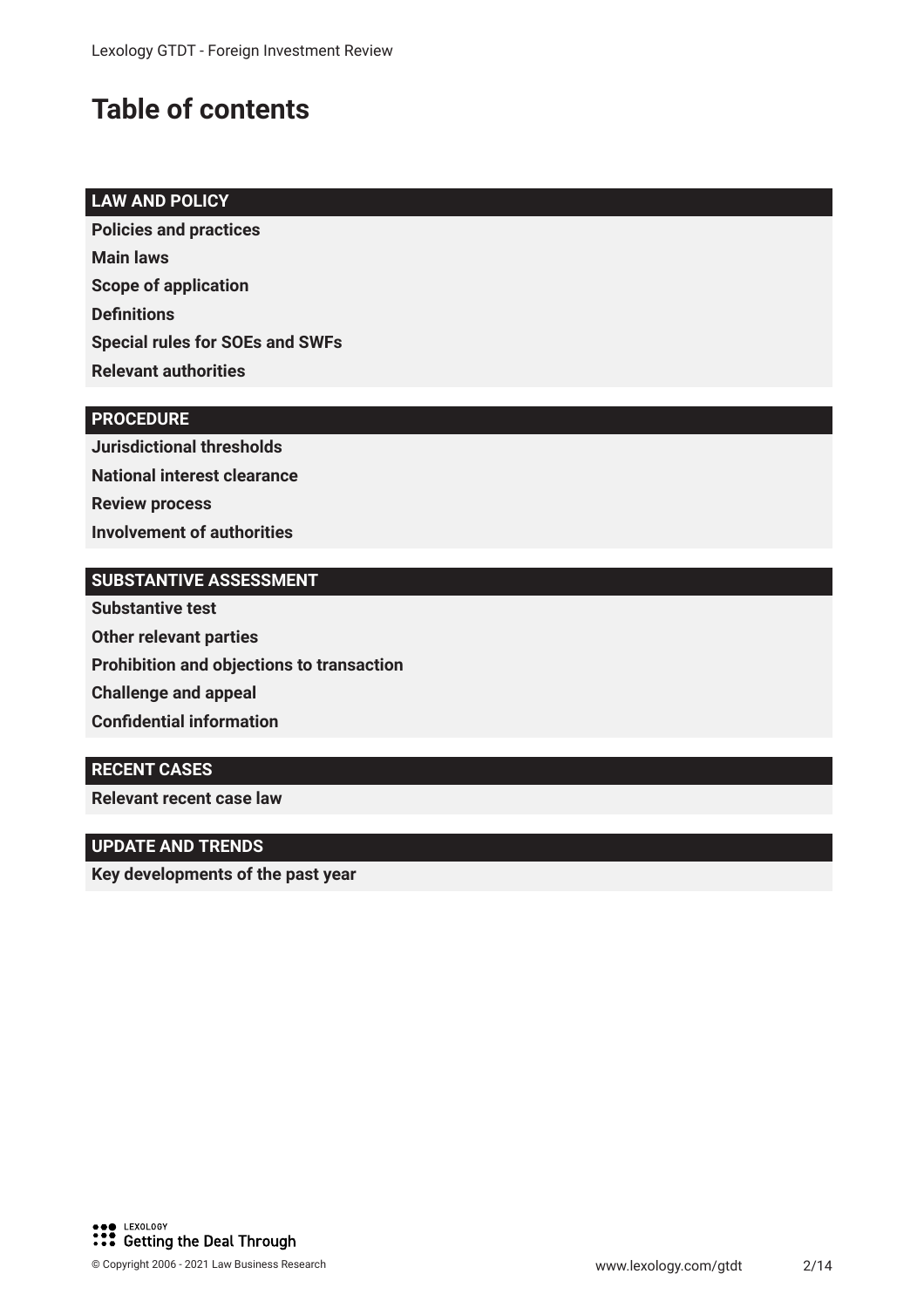# Table of contents

## LAW AND POLICY

**Policies and practices**

**Main laws**

**Scope of application**

**Definitions**

**Special rules for SOEs and SWFs**

**Relevant authorities**

## PROCEDURE

**Jurisdictional thresholds**

**National interest clearance**

**Review process**

**Involvement of authorities**

## SUBSTANTIVE ASSESSMENT

**Substantive test**

**Other relevant parties**

**Prohibition and objections to transaction**

**Challenge and appeal**

**Confidential information**

## RECENT CASES

**Relevant recent case law**

## UPDATE AND TRENDS

**Key developments of the past year**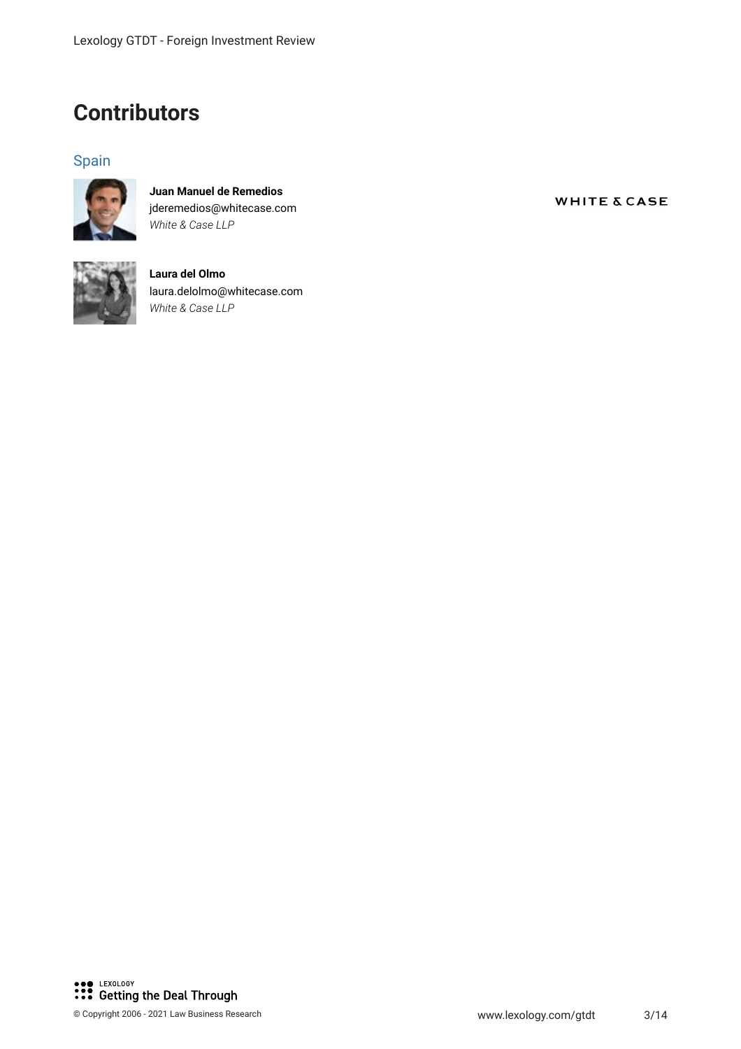# Contributors

## Spain

**Juan Manuel de Remedios**
jderemedios@whitecase.com
*White & Case LLP*

**Laura del Olmo**
laura.delolmo@whitecase.com
*White & Case LLP*

WHITE & CASE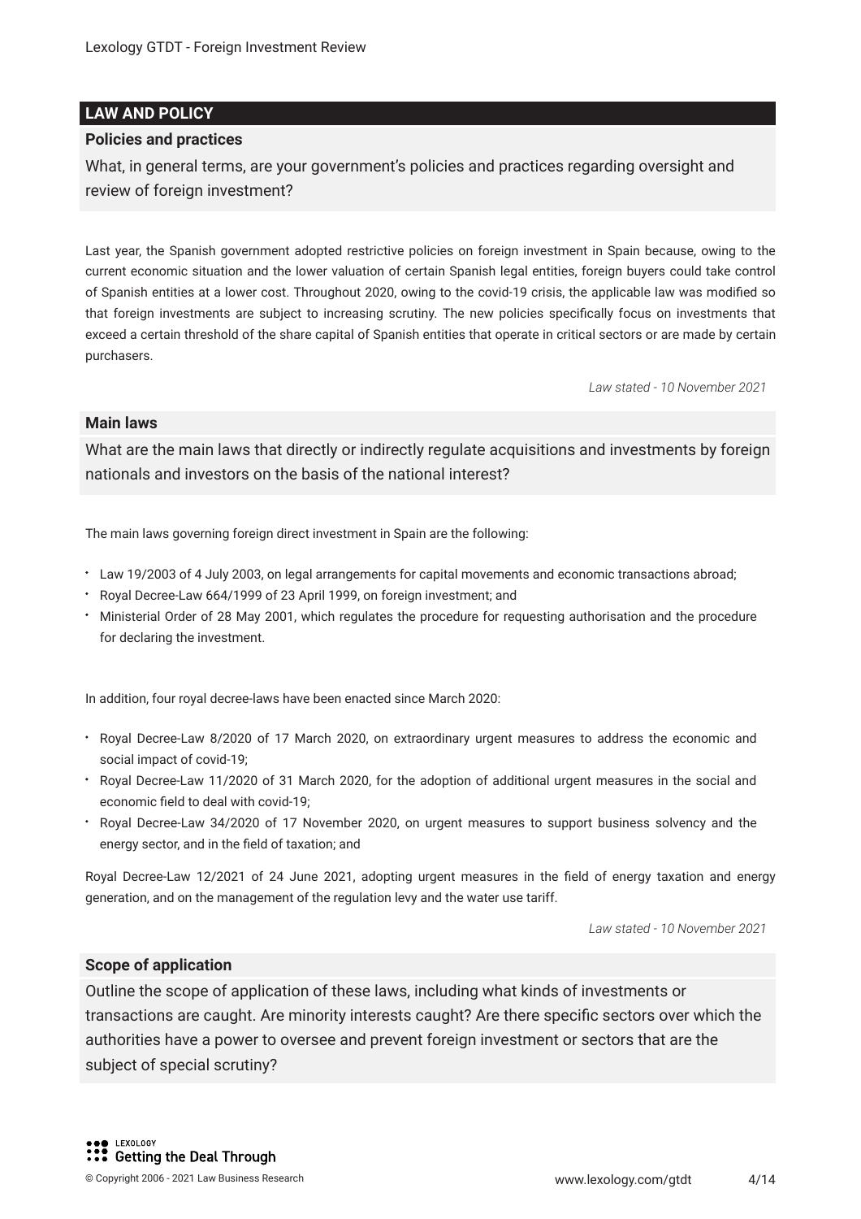## LAW AND POLICY

### Policies and practices

What, in general terms, are your government's policies and practices regarding oversight and review of foreign investment?

Last year, the Spanish government adopted restrictive policies on foreign investment in Spain because, owing to the current economic situation and the lower valuation of certain Spanish legal entities, foreign buyers could take control of Spanish entities at a lower cost. Throughout 2020, owing to the covid-19 crisis, the applicable law was modified so that foreign investments are subject to increasing scrutiny. The new policies specifically focus on investments that exceed a certain threshold of the share capital of Spanish entities that operate in critical sectors or are made by certain purchasers.

*Law stated - 10 November 2021*

### Main laws

What are the main laws that directly or indirectly regulate acquisitions and investments by foreign nationals and investors on the basis of the national interest?

The main laws governing foreign direct investment in Spain are the following:

- Law 19/2003 of 4 July 2003, on legal arrangements for capital movements and economic transactions abroad;
- Royal Decree-Law 664/1999 of 23 April 1999, on foreign investment; and
- Ministerial Order of 28 May 2001, which regulates the procedure for requesting authorisation and the procedure for declaring the investment.

In addition, four royal decree-laws have been enacted since March 2020:

- Royal Decree-Law 8/2020 of 17 March 2020, on extraordinary urgent measures to address the economic and social impact of covid-19;
- Royal Decree-Law 11/2020 of 31 March 2020, for the adoption of additional urgent measures in the social and economic field to deal with covid-19;
- Royal Decree-Law 34/2020 of 17 November 2020, on urgent measures to support business solvency and the energy sector, and in the field of taxation; and

Royal Decree-Law 12/2021 of 24 June 2021, adopting urgent measures in the field of energy taxation and energy generation, and on the management of the regulation levy and the water use tariff.

*Law stated - 10 November 2021*

### Scope of application

Outline the scope of application of these laws, including what kinds of investments or transactions are caught. Are minority interests caught? Are there specific sectors over which the authorities have a power to oversee and prevent foreign investment or sectors that are the subject of special scrutiny?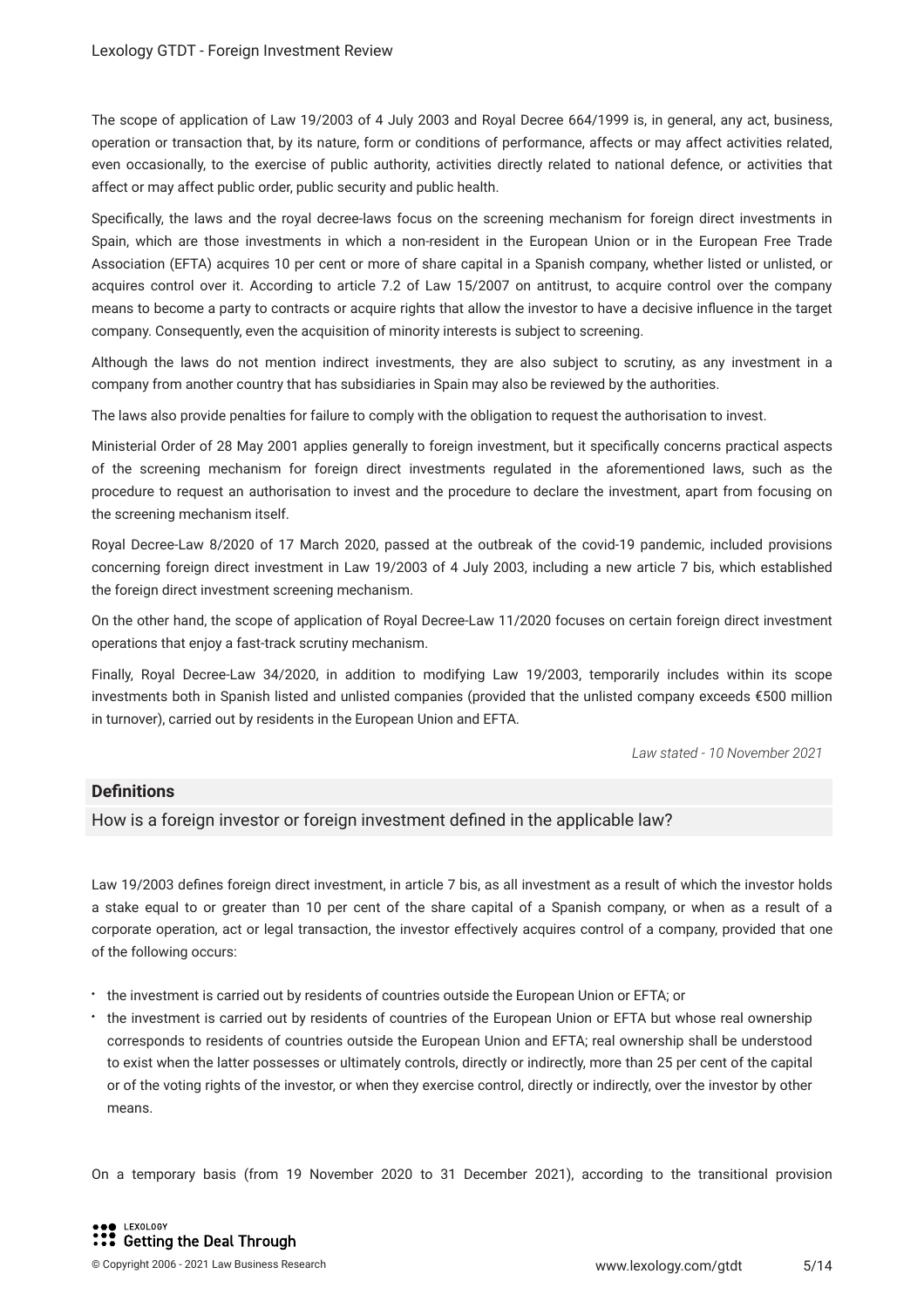The scope of application of Law 19/2003 of 4 July 2003 and Royal Decree 664/1999 is, in general, any act, business, operation or transaction that, by its nature, form or conditions of performance, affects or may affect activities related, even occasionally, to the exercise of public authority, activities directly related to national defence, or activities that affect or may affect public order, public security and public health.

Specifically, the laws and the royal decree-laws focus on the screening mechanism for foreign direct investments in Spain, which are those investments in which a non-resident in the European Union or in the European Free Trade Association (EFTA) acquires 10 per cent or more of share capital in a Spanish company, whether listed or unlisted, or acquires control over it. According to article 7.2 of Law 15/2007 on antitrust, to acquire control over the company means to become a party to contracts or acquire rights that allow the investor to have a decisive influence in the target company. Consequently, even the acquisition of minority interests is subject to screening.

Although the laws do not mention indirect investments, they are also subject to scrutiny, as any investment in a company from another country that has subsidiaries in Spain may also be reviewed by the authorities.

The laws also provide penalties for failure to comply with the obligation to request the authorisation to invest.

Ministerial Order of 28 May 2001 applies generally to foreign investment, but it specifically concerns practical aspects of the screening mechanism for foreign direct investments regulated in the aforementioned laws, such as the procedure to request an authorisation to invest and the procedure to declare the investment, apart from focusing on the screening mechanism itself.

Royal Decree-Law 8/2020 of 17 March 2020, passed at the outbreak of the covid-19 pandemic, included provisions concerning foreign direct investment in Law 19/2003 of 4 July 2003, including a new article 7 bis, which established the foreign direct investment screening mechanism.

On the other hand, the scope of application of Royal Decree-Law 11/2020 focuses on certain foreign direct investment operations that enjoy a fast-track scrutiny mechanism.

Finally, Royal Decree-Law 34/2020, in addition to modifying Law 19/2003, temporarily includes within its scope investments both in Spanish listed and unlisted companies (provided that the unlisted company exceeds €500 million in turnover), carried out by residents in the European Union and EFTA.

*Law stated - 10 November 2021*

## Definitions

How is a foreign investor or foreign investment defined in the applicable law?

Law 19/2003 defines foreign direct investment, in article 7 bis, as all investment as a result of which the investor holds a stake equal to or greater than 10 per cent of the share capital of a Spanish company, or when as a result of a corporate operation, act or legal transaction, the investor effectively acquires control of a company, provided that one of the following occurs:

- the investment is carried out by residents of countries outside the European Union or EFTA; or
- the investment is carried out by residents of countries of the European Union or EFTA but whose real ownership corresponds to residents of countries outside the European Union and EFTA; real ownership shall be understood to exist when the latter possesses or ultimately controls, directly or indirectly, more than 25 per cent of the capital or of the voting rights of the investor, or when they exercise control, directly or indirectly, over the investor by other means.

On a temporary basis (from 19 November 2020 to 31 December 2021), according to the transitional provision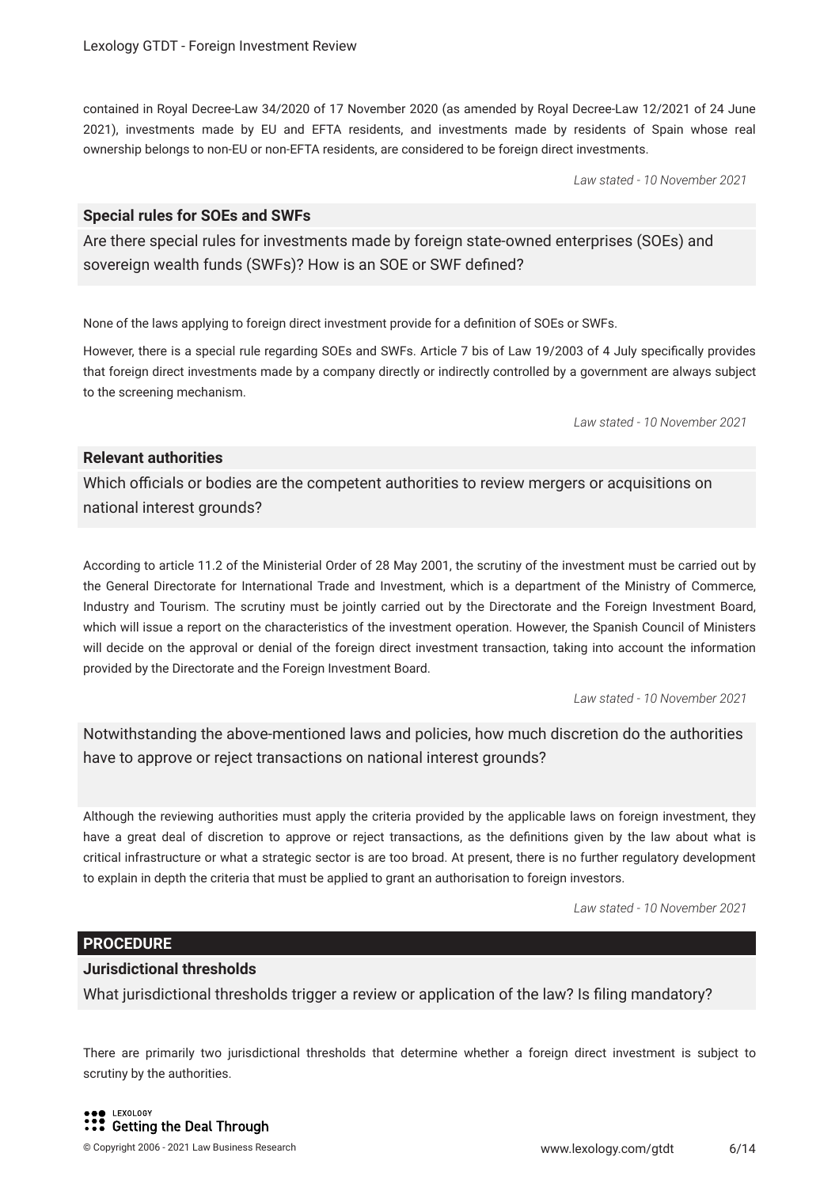contained in Royal Decree-Law 34/2020 of 17 November 2020 (as amended by Royal Decree-Law 12/2021 of 24 June 2021), investments made by EU and EFTA residents, and investments made by residents of Spain whose real ownership belongs to non-EU or non-EFTA residents, are considered to be foreign direct investments.

*Law stated - 10 November 2021*

### Special rules for SOEs and SWFs

Are there special rules for investments made by foreign state-owned enterprises (SOEs) and sovereign wealth funds (SWFs)? How is an SOE or SWF defined?

None of the laws applying to foreign direct investment provide for a definition of SOEs or SWFs.

However, there is a special rule regarding SOEs and SWFs. Article 7 bis of Law 19/2003 of 4 July specifically provides that foreign direct investments made by a company directly or indirectly controlled by a government are always subject to the screening mechanism.

*Law stated - 10 November 2021*

### Relevant authorities

Which officials or bodies are the competent authorities to review mergers or acquisitions on national interest grounds?

According to article 11.2 of the Ministerial Order of 28 May 2001, the scrutiny of the investment must be carried out by the General Directorate for International Trade and Investment, which is a department of the Ministry of Commerce, Industry and Tourism. The scrutiny must be jointly carried out by the Directorate and the Foreign Investment Board, which will issue a report on the characteristics of the investment operation. However, the Spanish Council of Ministers will decide on the approval or denial of the foreign direct investment transaction, taking into account the information provided by the Directorate and the Foreign Investment Board.

*Law stated - 10 November 2021*

Notwithstanding the above-mentioned laws and policies, how much discretion do the authorities have to approve or reject transactions on national interest grounds?

Although the reviewing authorities must apply the criteria provided by the applicable laws on foreign investment, they have a great deal of discretion to approve or reject transactions, as the definitions given by the law about what is critical infrastructure or what a strategic sector is are too broad. At present, there is no further regulatory development to explain in depth the criteria that must be applied to grant an authorisation to foreign investors.

*Law stated - 10 November 2021*

## PROCEDURE

### Jurisdictional thresholds

What jurisdictional thresholds trigger a review or application of the law? Is filing mandatory?

There are primarily two jurisdictional thresholds that determine whether a foreign direct investment is subject to scrutiny by the authorities.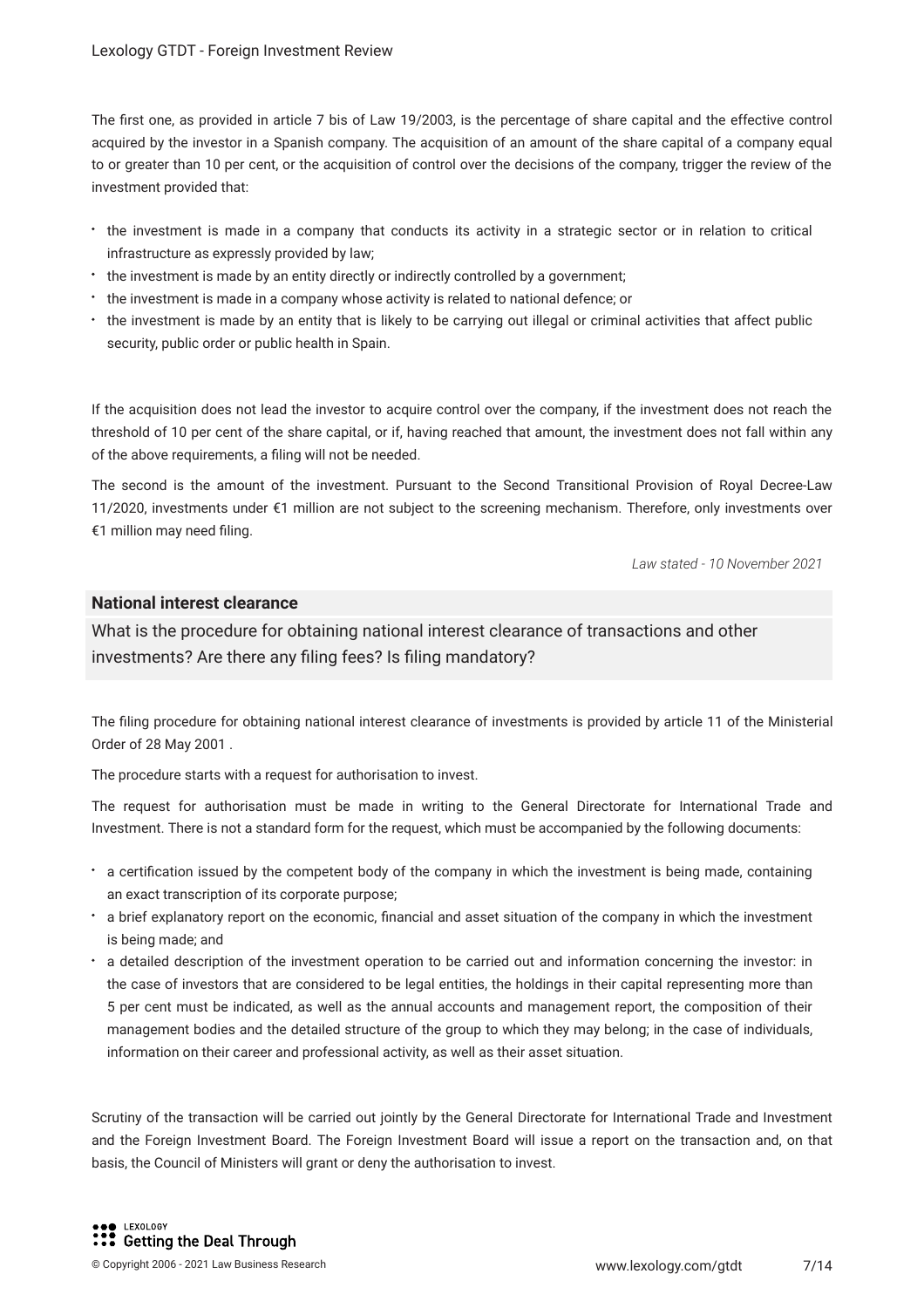The first one, as provided in article 7 bis of Law 19/2003, is the percentage of share capital and the effective control acquired by the investor in a Spanish company. The acquisition of an amount of the share capital of a company equal to or greater than 10 per cent, or the acquisition of control over the decisions of the company, trigger the review of the investment provided that:

- the investment is made in a company that conducts its activity in a strategic sector or in relation to critical infrastructure as expressly provided by law;
- the investment is made by an entity directly or indirectly controlled by a government;
- the investment is made in a company whose activity is related to national defence; or
- the investment is made by an entity that is likely to be carrying out illegal or criminal activities that affect public security, public order or public health in Spain.

If the acquisition does not lead the investor to acquire control over the company, if the investment does not reach the threshold of 10 per cent of the share capital, or if, having reached that amount, the investment does not fall within any of the above requirements, a filing will not be needed.

The second is the amount of the investment. Pursuant to the Second Transitional Provision of Royal Decree-Law 11/2020, investments under €1 million are not subject to the screening mechanism. Therefore, only investments over €1 million may need filing.

*Law stated - 10 November 2021*

**National interest clearance**

What is the procedure for obtaining national interest clearance of transactions and other investments? Are there any filing fees? Is filing mandatory?

The filing procedure for obtaining national interest clearance of investments is provided by article 11 of the Ministerial Order of 28 May 2001 .

The procedure starts with a request for authorisation to invest.

The request for authorisation must be made in writing to the General Directorate for International Trade and Investment. There is not a standard form for the request, which must be accompanied by the following documents:

- a certification issued by the competent body of the company in which the investment is being made, containing an exact transcription of its corporate purpose;
- a brief explanatory report on the economic, financial and asset situation of the company in which the investment is being made; and
- a detailed description of the investment operation to be carried out and information concerning the investor: in the case of investors that are considered to be legal entities, the holdings in their capital representing more than 5 per cent must be indicated, as well as the annual accounts and management report, the composition of their management bodies and the detailed structure of the group to which they may belong; in the case of individuals, information on their career and professional activity, as well as their asset situation.

Scrutiny of the transaction will be carried out jointly by the General Directorate for International Trade and Investment and the Foreign Investment Board. The Foreign Investment Board will issue a report on the transaction and, on that basis, the Council of Ministers will grant or deny the authorisation to invest.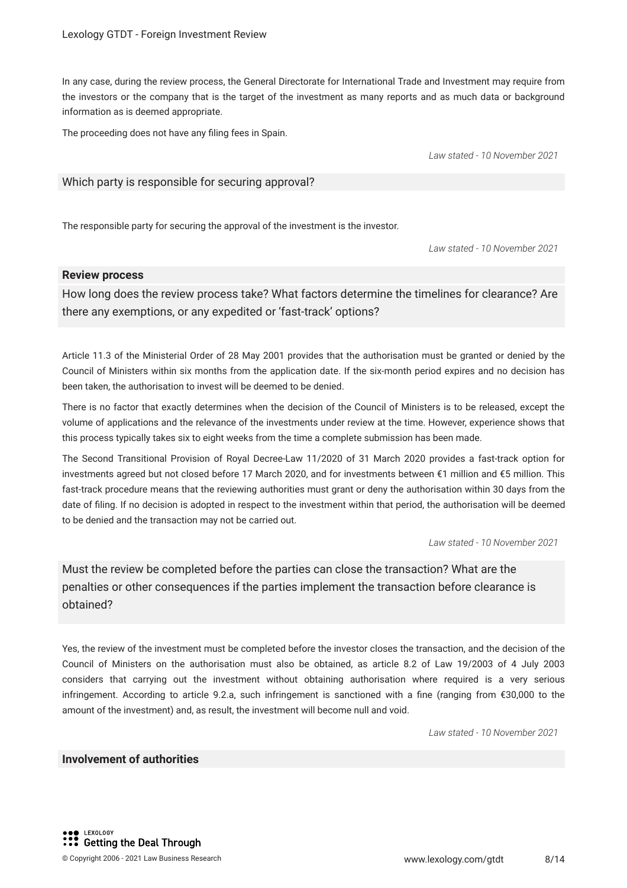In any case, during the review process, the General Directorate for International Trade and Investment may require from the investors or the company that is the target of the investment as many reports and as much data or background information as is deemed appropriate.

The proceeding does not have any filing fees in Spain.

*Law stated - 10 November 2021*

### Which party is responsible for securing approval?

The responsible party for securing the approval of the investment is the investor.

*Law stated - 10 November 2021*

## Review process

### How long does the review process take? What factors determine the timelines for clearance? Are there any exemptions, or any expedited or 'fast-track' options?

Article 11.3 of the Ministerial Order of 28 May 2001 provides that the authorisation must be granted or denied by the Council of Ministers within six months from the application date. If the six-month period expires and no decision has been taken, the authorisation to invest will be deemed to be denied.

There is no factor that exactly determines when the decision of the Council of Ministers is to be released, except the volume of applications and the relevance of the investments under review at the time. However, experience shows that this process typically takes six to eight weeks from the time a complete submission has been made.

The Second Transitional Provision of Royal Decree-Law 11/2020 of 31 March 2020 provides a fast-track option for investments agreed but not closed before 17 March 2020, and for investments between €1 million and €5 million. This fast-track procedure means that the reviewing authorities must grant or deny the authorisation within 30 days from the date of filing. If no decision is adopted in respect to the investment within that period, the authorisation will be deemed to be denied and the transaction may not be carried out.

*Law stated - 10 November 2021*

### Must the review be completed before the parties can close the transaction? What are the penalties or other consequences if the parties implement the transaction before clearance is obtained?

Yes, the review of the investment must be completed before the investor closes the transaction, and the decision of the Council of Ministers on the authorisation must also be obtained, as article 8.2 of Law 19/2003 of 4 July 2003 considers that carrying out the investment without obtaining authorisation where required is a very serious infringement. According to article 9.2.a, such infringement is sanctioned with a fine (ranging from €30,000 to the amount of the investment) and, as result, the investment will become null and void.

*Law stated - 10 November 2021*

## Involvement of authorities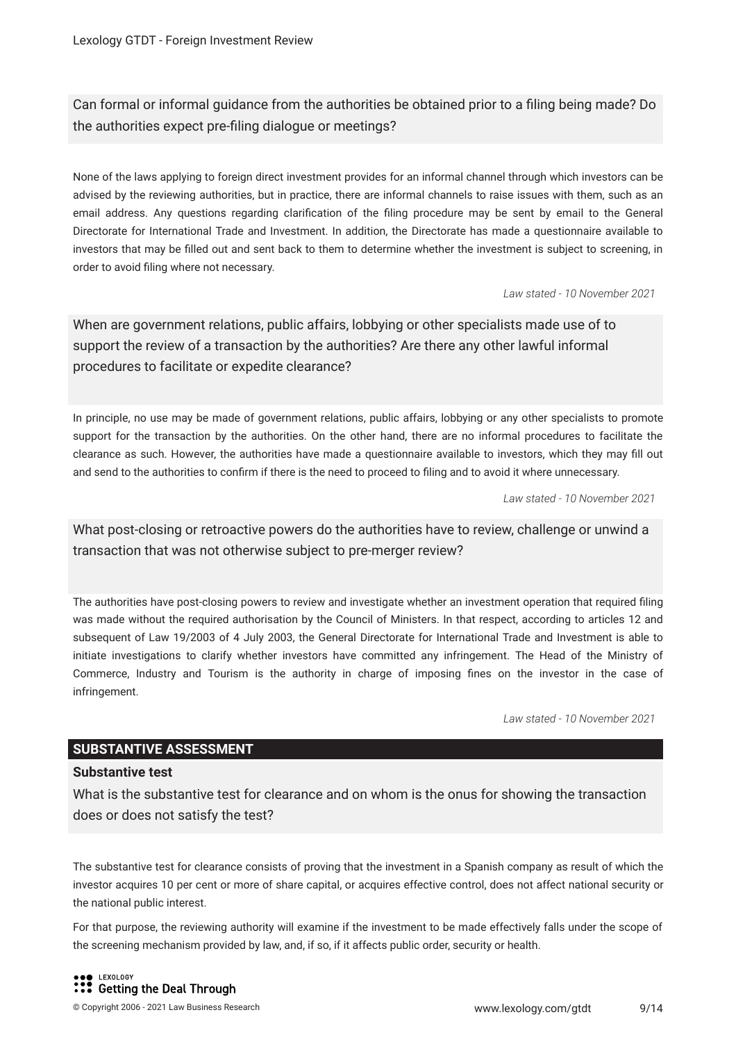### Can formal or informal guidance from the authorities be obtained prior to a filing being made? Do the authorities expect pre-filing dialogue or meetings?

None of the laws applying to foreign direct investment provides for an informal channel through which investors can be advised by the reviewing authorities, but in practice, there are informal channels to raise issues with them, such as an email address. Any questions regarding clarification of the filing procedure may be sent by email to the General Directorate for International Trade and Investment. In addition, the Directorate has made a questionnaire available to investors that may be filled out and sent back to them to determine whether the investment is subject to screening, in order to avoid filing where not necessary.

*Law stated - 10 November 2021*

### When are government relations, public affairs, lobbying or other specialists made use of to support the review of a transaction by the authorities? Are there any other lawful informal procedures to facilitate or expedite clearance?

In principle, no use may be made of government relations, public affairs, lobbying or any other specialists to promote support for the transaction by the authorities. On the other hand, there are no informal procedures to facilitate the clearance as such. However, the authorities have made a questionnaire available to investors, which they may fill out and send to the authorities to confirm if there is the need to proceed to filing and to avoid it where unnecessary.

*Law stated - 10 November 2021*

### What post-closing or retroactive powers do the authorities have to review, challenge or unwind a transaction that was not otherwise subject to pre-merger review?

The authorities have post-closing powers to review and investigate whether an investment operation that required filing was made without the required authorisation by the Council of Ministers. In that respect, according to articles 12 and subsequent of Law 19/2003 of 4 July 2003, the General Directorate for International Trade and Investment is able to initiate investigations to clarify whether investors have committed any infringement. The Head of the Ministry of Commerce, Industry and Tourism is the authority in charge of imposing fines on the investor in the case of infringement.

*Law stated - 10 November 2021*

## SUBSTANTIVE ASSESSMENT

**Substantive test**

### What is the substantive test for clearance and on whom is the onus for showing the transaction does or does not satisfy the test?

The substantive test for clearance consists of proving that the investment in a Spanish company as result of which the investor acquires 10 per cent or more of share capital, or acquires effective control, does not affect national security or the national public interest.

For that purpose, the reviewing authority will examine if the investment to be made effectively falls under the scope of the screening mechanism provided by law, and, if so, if it affects public order, security or health.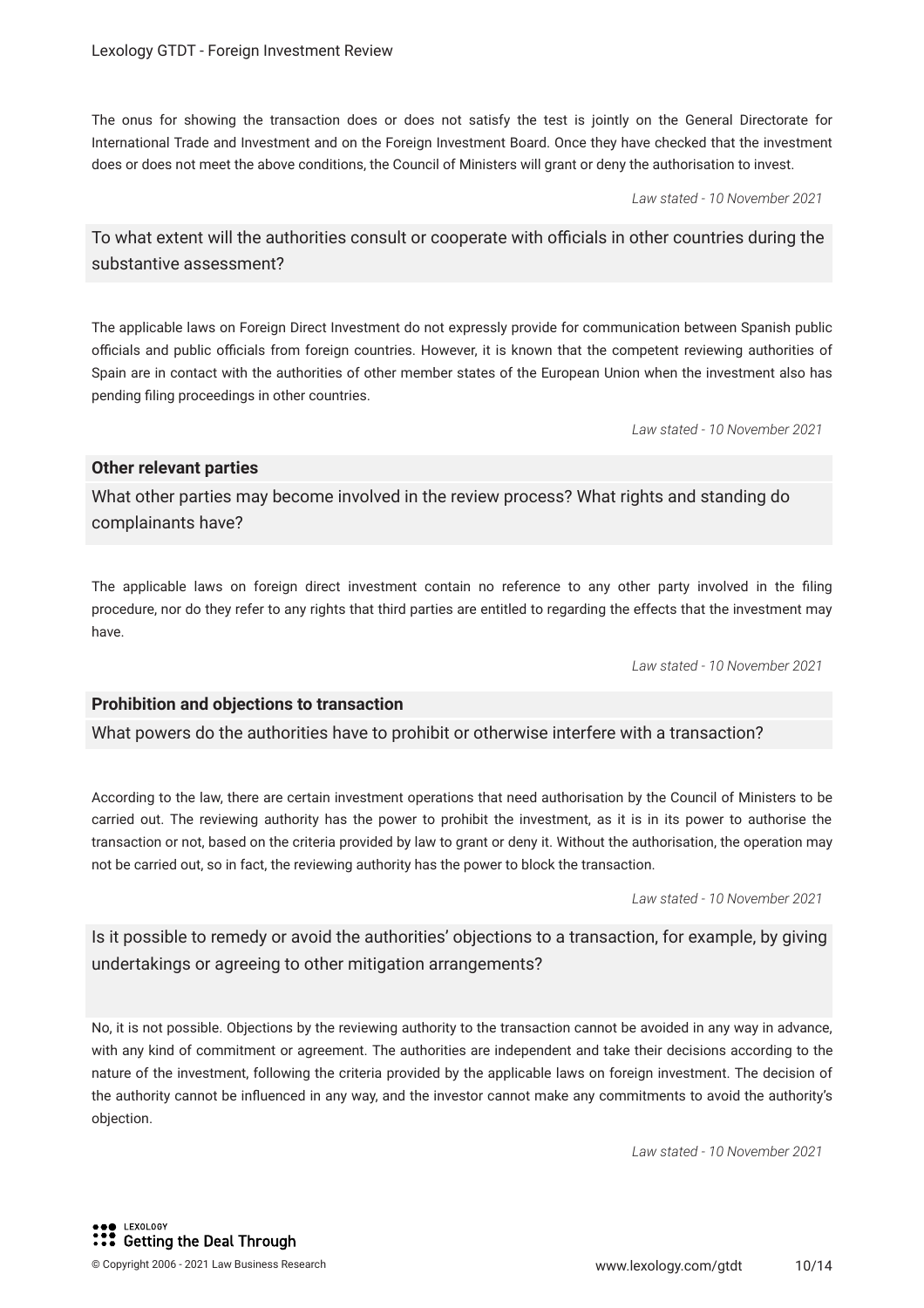The onus for showing the transaction does or does not satisfy the test is jointly on the General Directorate for International Trade and Investment and on the Foreign Investment Board. Once they have checked that the investment does or does not meet the above conditions, the Council of Ministers will grant or deny the authorisation to invest.

*Law stated - 10 November 2021*

### To what extent will the authorities consult or cooperate with officials in other countries during the substantive assessment?

The applicable laws on Foreign Direct Investment do not expressly provide for communication between Spanish public officials and public officials from foreign countries. However, it is known that the competent reviewing authorities of Spain are in contact with the authorities of other member states of the European Union when the investment also has pending filing proceedings in other countries.

*Law stated - 10 November 2021*

## Other relevant parties

### What other parties may become involved in the review process? What rights and standing do complainants have?

The applicable laws on foreign direct investment contain no reference to any other party involved in the filing procedure, nor do they refer to any rights that third parties are entitled to regarding the effects that the investment may have.

*Law stated - 10 November 2021*

## Prohibition and objections to transaction

### What powers do the authorities have to prohibit or otherwise interfere with a transaction?

According to the law, there are certain investment operations that need authorisation by the Council of Ministers to be carried out. The reviewing authority has the power to prohibit the investment, as it is in its power to authorise the transaction or not, based on the criteria provided by law to grant or deny it. Without the authorisation, the operation may not be carried out, so in fact, the reviewing authority has the power to block the transaction.

*Law stated - 10 November 2021*

### Is it possible to remedy or avoid the authorities' objections to a transaction, for example, by giving undertakings or agreeing to other mitigation arrangements?

No, it is not possible. Objections by the reviewing authority to the transaction cannot be avoided in any way in advance, with any kind of commitment or agreement. The authorities are independent and take their decisions according to the nature of the investment, following the criteria provided by the applicable laws on foreign investment. The decision of the authority cannot be influenced in any way, and the investor cannot make any commitments to avoid the authority's objection.

*Law stated - 10 November 2021*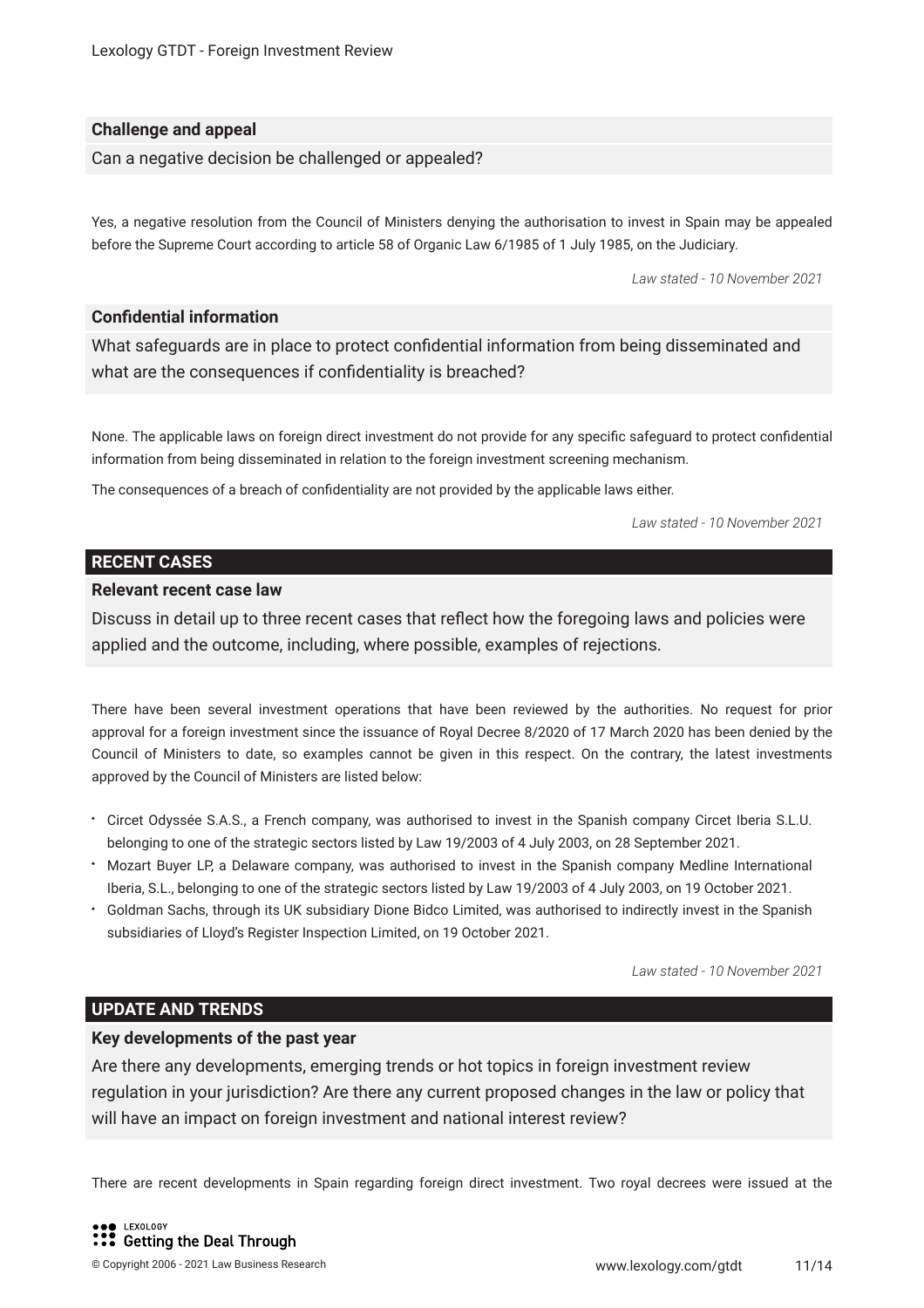### Challenge and appeal

Can a negative decision be challenged or appealed?

Yes, a negative resolution from the Council of Ministers denying the authorisation to invest in Spain may be appealed before the Supreme Court according to article 58 of Organic Law 6/1985 of 1 July 1985, on the Judiciary.

*Law stated - 10 November 2021*

### Confidential information

What safeguards are in place to protect confidential information from being disseminated and what are the consequences if confidentiality is breached?

None. The applicable laws on foreign direct investment do not provide for any specific safeguard to protect confidential information from being disseminated in relation to the foreign investment screening mechanism.

The consequences of a breach of confidentiality are not provided by the applicable laws either.

*Law stated - 10 November 2021*

## RECENT CASES

### Relevant recent case law

Discuss in detail up to three recent cases that reflect how the foregoing laws and policies were applied and the outcome, including, where possible, examples of rejections.

There have been several investment operations that have been reviewed by the authorities. No request for prior approval for a foreign investment since the issuance of Royal Decree 8/2020 of 17 March 2020 has been denied by the Council of Ministers to date, so examples cannot be given in this respect. On the contrary, the latest investments approved by the Council of Ministers are listed below:

- Circet Odyssée S.A.S., a French company, was authorised to invest in the Spanish company Circet Iberia S.L.U. belonging to one of the strategic sectors listed by Law 19/2003 of 4 July 2003, on 28 September 2021.
- Mozart Buyer LP, a Delaware company, was authorised to invest in the Spanish company Medline International Iberia, S.L., belonging to one of the strategic sectors listed by Law 19/2003 of 4 July 2003, on 19 October 2021.
- Goldman Sachs, through its UK subsidiary Dione Bidco Limited, was authorised to indirectly invest in the Spanish subsidiaries of Lloyd's Register Inspection Limited, on 19 October 2021.

*Law stated - 10 November 2021*

## UPDATE AND TRENDS

### Key developments of the past year

Are there any developments, emerging trends or hot topics in foreign investment review regulation in your jurisdiction? Are there any current proposed changes in the law or policy that will have an impact on foreign investment and national interest review?

There are recent developments in Spain regarding foreign direct investment. Two royal decrees were issued at the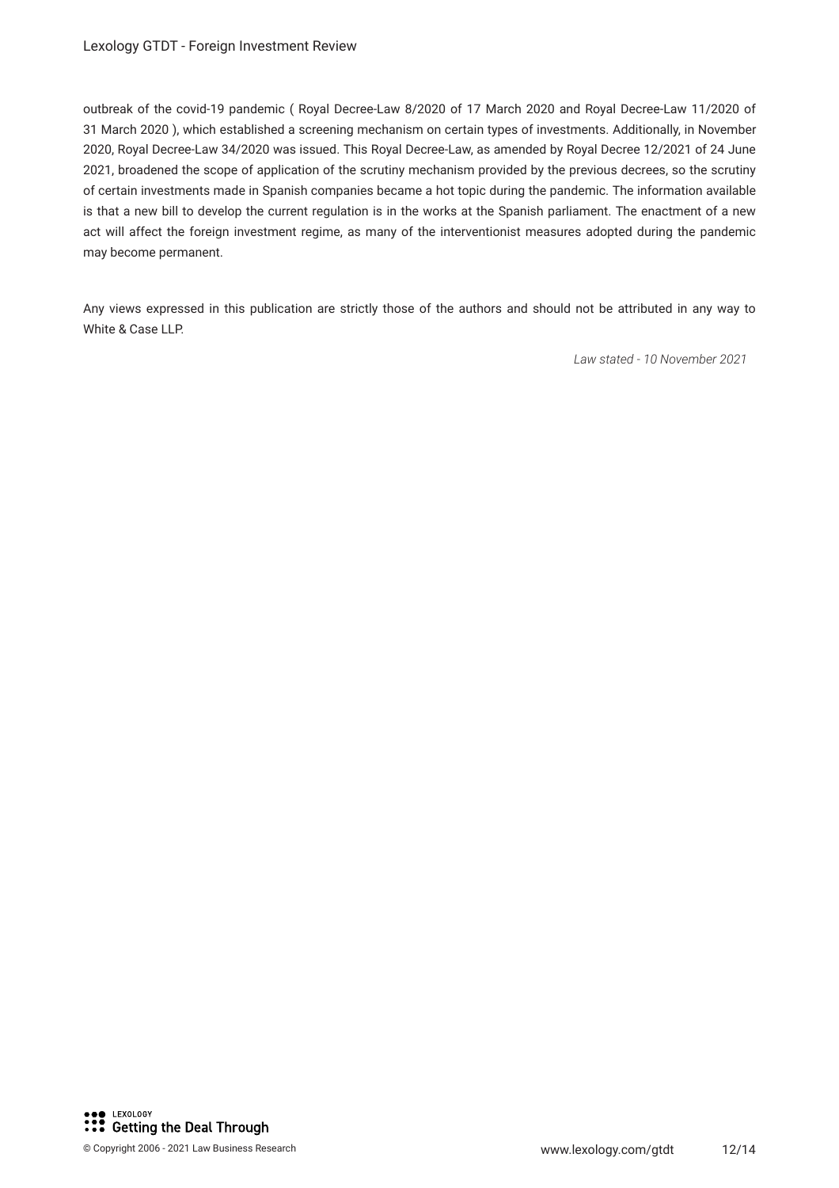outbreak of the covid-19 pandemic ( Royal Decree-Law 8/2020 of 17 March 2020 and Royal Decree-Law 11/2020 of 31 March 2020 ), which established a screening mechanism on certain types of investments. Additionally, in November 2020, Royal Decree-Law 34/2020 was issued. This Royal Decree-Law, as amended by Royal Decree 12/2021 of 24 June 2021, broadened the scope of application of the scrutiny mechanism provided by the previous decrees, so the scrutiny of certain investments made in Spanish companies became a hot topic during the pandemic. The information available is that a new bill to develop the current regulation is in the works at the Spanish parliament. The enactment of a new act will affect the foreign investment regime, as many of the interventionist measures adopted during the pandemic may become permanent.

Any views expressed in this publication are strictly those of the authors and should not be attributed in any way to White & Case LLP.

*Law stated - 10 November 2021*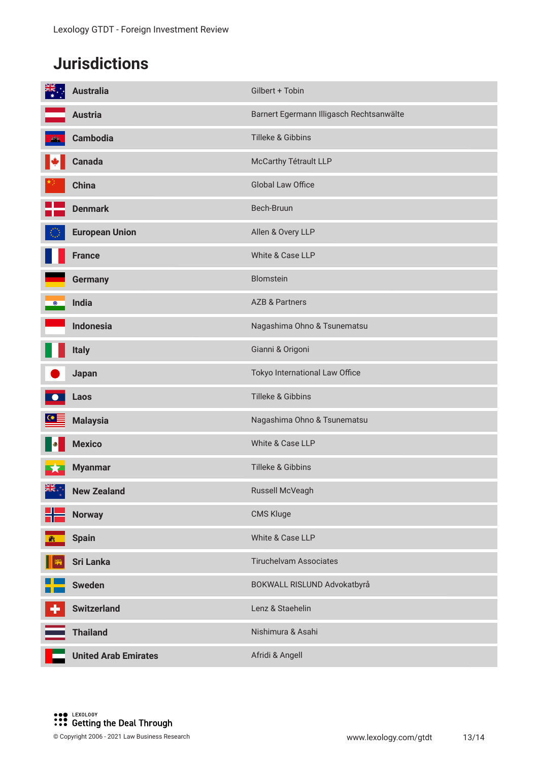# Jurisdictions

| Jurisdiction | Firm |
|---|---|
| Australia | Gilbert + Tobin |
| Austria | Barnert Egermann Illigasch Rechtsanwälte |
| Cambodia | Tilleke & Gibbins |
| Canada | McCarthy Tétrault LLP |
| China | Global Law Office |
| Denmark | Bech-Bruun |
| European Union | Allen & Overy LLP |
| France | White & Case LLP |
| Germany | Blomstein |
| India | AZB & Partners |
| Indonesia | Nagashima Ohno & Tsunematsu |
| Italy | Gianni & Origoni |
| Japan | Tokyo International Law Office |
| Laos | Tilleke & Gibbins |
| Malaysia | Nagashima Ohno & Tsunematsu |
| Mexico | White & Case LLP |
| Myanmar | Tilleke & Gibbins |
| New Zealand | Russell McVeagh |
| Norway | CMS Kluge |
| Spain | White & Case LLP |
| Sri Lanka | Tiruchelvam Associates |
| Sweden | BOKWALL RISLUND Advokatbyrå |
| Switzerland | Lenz & Staehelin |
| Thailand | Nishimura & Asahi |
| United Arab Emirates | Afridi & Angell |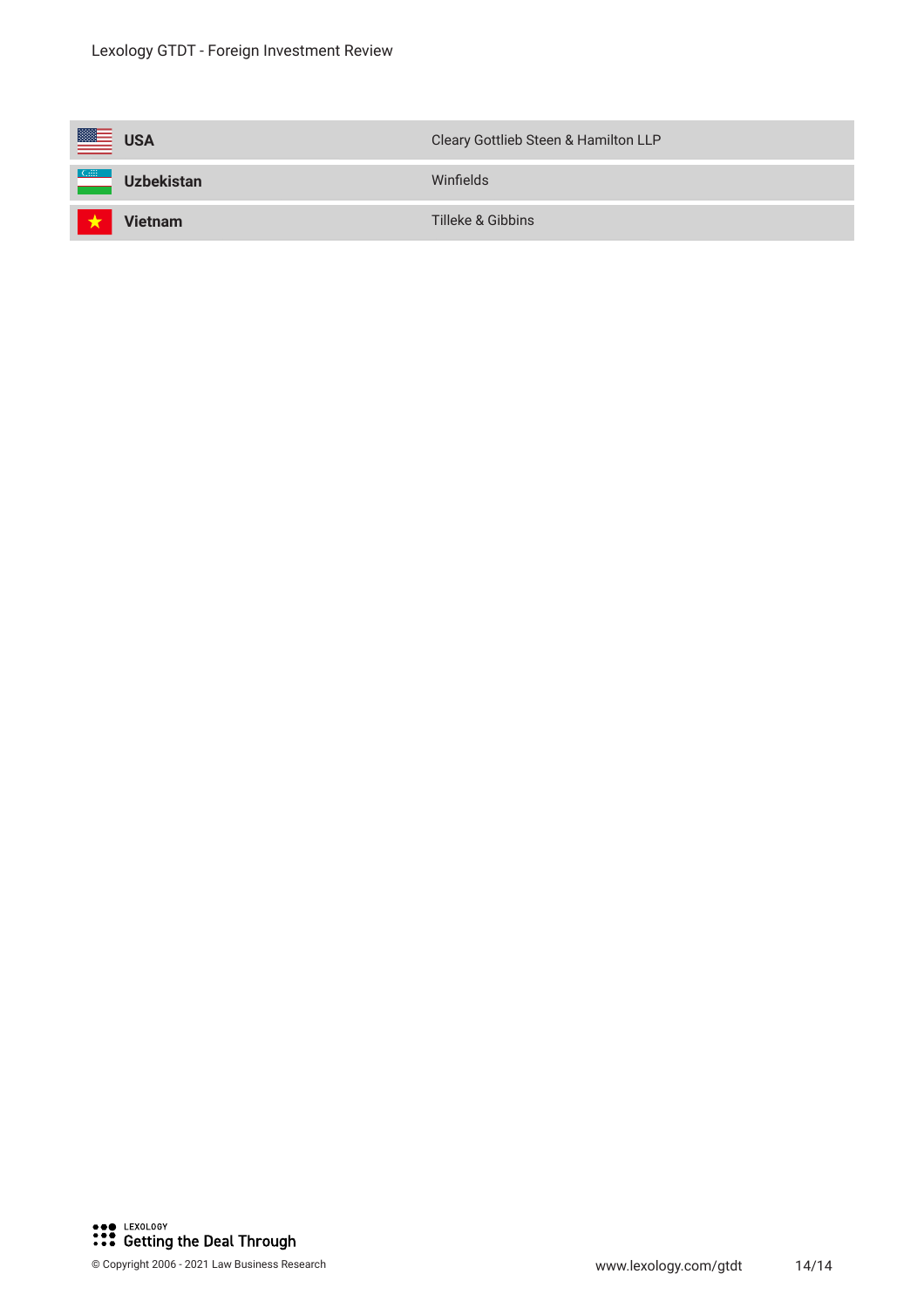| | |
|---|---|
| **USA** | Cleary Gottlieb Steen & Hamilton LLP |
| **Uzbekistan** | Winfields |
| **Vietnam** | Tilleke & Gibbins |